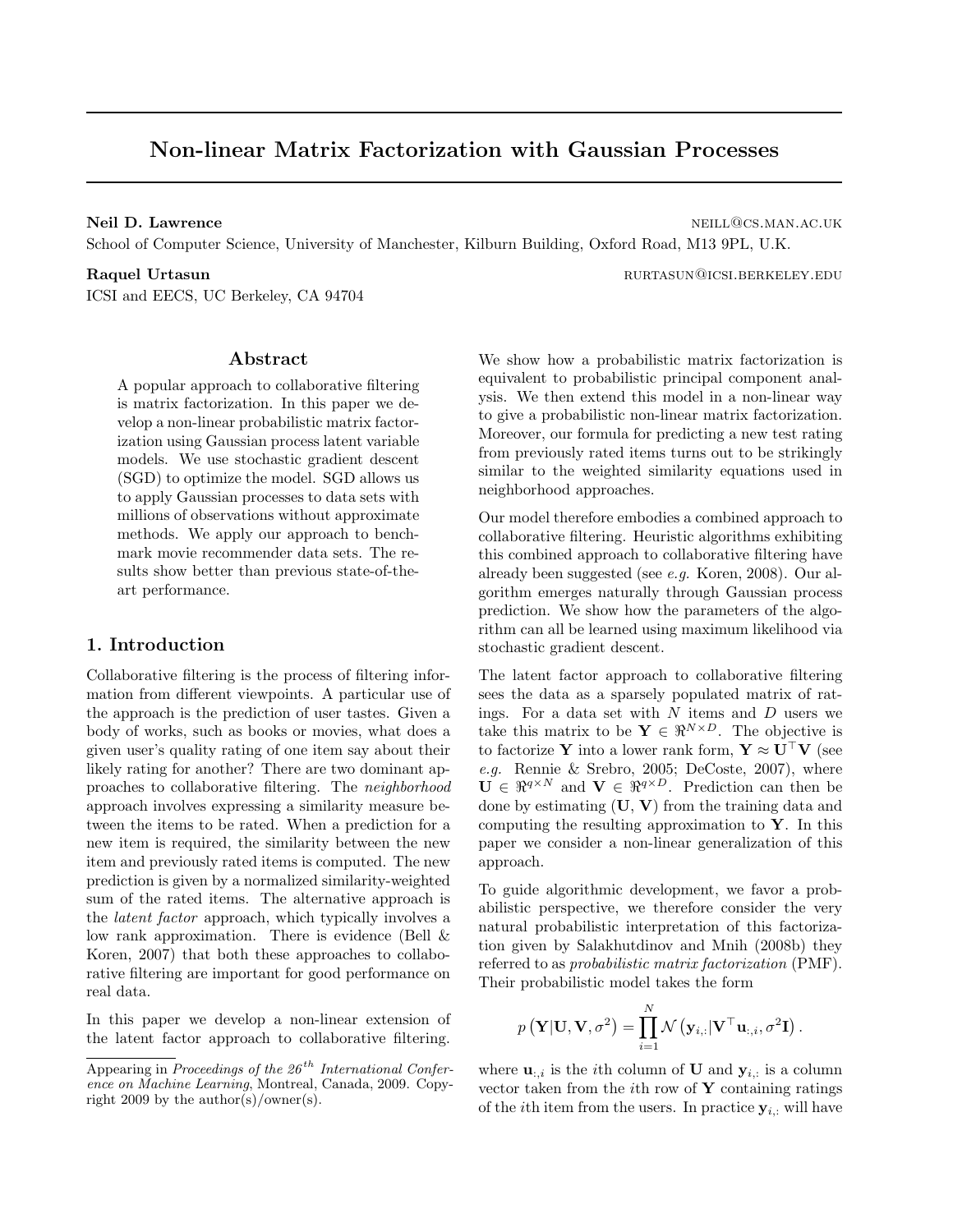# Non-linear Matrix Factorization with Gaussian Processes

**Neil D. Lawrence** neill@cs.man.ac.uk

School of Computer Science, University of Manchester, Kilburn Building, Oxford Road, M13 9PL, U.K.

**Raquel Urtasun** rurtasun@icsi.berkeley.edu

ICSI and EECS, UC Berkeley, CA 94704

## Abstract

A popular approach to collaborative filtering is matrix factorization. In this paper we develop a non-linear probabilistic matrix factorization using Gaussian process latent variable models. We use stochastic gradient descent (SGD) to optimize the model. SGD allows us to apply Gaussian processes to data sets with millions of observations without approximate methods. We apply our approach to benchmark movie recommender data sets. The results show better than previous state-of-the-art performance.

## 1. Introduction

Collaborative filtering is the process of filtering information from different viewpoints. A particular use of the approach is the prediction of user tastes. Given a body of works, such as books or movies, what does a given user's quality rating of one item say about their likely rating for another? There are two dominant approaches to collaborative filtering. The *neighborhood* approach involves expressing a similarity measure between the items to be rated. When a prediction for a new item is required, the similarity between the new item and previously rated items is computed. The new prediction is given by a normalized similarity-weighted sum of the rated items. The alternative approach is the *latent factor* approach, which typically involves a low rank approximation. There is evidence (Bell & Koren, 2007) that both these approaches to collaborative filtering are important for good performance on real data.

In this paper we develop a non-linear extension of the latent factor approach to collaborative filtering. We show how a probabilistic matrix factorization is equivalent to probabilistic principal component analysis. We then extend this model in a non-linear way to give a probabilistic non-linear matrix factorization. Moreover, our formula for predicting a new test rating from previously rated items turns out to be strikingly similar to the weighted similarity equations used in neighborhood approaches.

Our model therefore embodies a combined approach to collaborative filtering. Heuristic algorithms exhibiting this combined approach to collaborative filtering have already been suggested (see *e.g.* Koren, 2008). Our algorithm emerges naturally through Gaussian process prediction. We show how the parameters of the algorithm can all be learned using maximum likelihood via stochastic gradient descent.

The latent factor approach to collaborative filtering sees the data as a sparsely populated matrix of ratings. For a data set with $N$ items and $D$ users we take this matrix to be $\mathbf{Y} \in \Re^{N \times D}$. The objective is to factorize $\mathbf{Y}$ into a lower rank form, $\mathbf{Y} \approx \mathbf{U}^\top \mathbf{V}$ (see *e.g.* Rennie & Srebro, 2005; DeCoste, 2007), where $\mathbf{U} \in \Re^{q \times N}$ and $\mathbf{V} \in \Re^{q \times D}$. Prediction can then be done by estimating $(\mathbf{U}, \mathbf{V})$ from the training data and computing the resulting approximation to $\mathbf{Y}$. In this paper we consider a non-linear generalization of this approach.

To guide algorithmic development, we favor a probabilistic perspective, we therefore consider the very natural probabilistic interpretation of this factorization given by Salakhutdinov and Mnih (2008b) they referred to as *probabilistic matrix factorization* (PMF). Their probabilistic model takes the form

$$p\left(\mathbf{Y}|\mathbf{U}, \mathbf{V}, \sigma^2\right) = \prod_{i=1}^{N} \mathcal{N}\left(\mathbf{y}_{i,:}|\mathbf{V}^\top \mathbf{u}_{:,i}, \sigma^2 \mathbf{I}\right).$$

where $\mathbf{u}_{:,i}$ is the $i$th column of $\mathbf{U}$ and $\mathbf{y}_{i,:}$ is a column vector taken from the $i$th row of $\mathbf{Y}$ containing ratings of the $i$th item from the users. In practice $\mathbf{y}_{i,:}$ will have

Appearing in *Proceedings of the 26th International Conference on Machine Learning*, Montreal, Canada, 2009. Copyright 2009 by the author(s)/owner(s).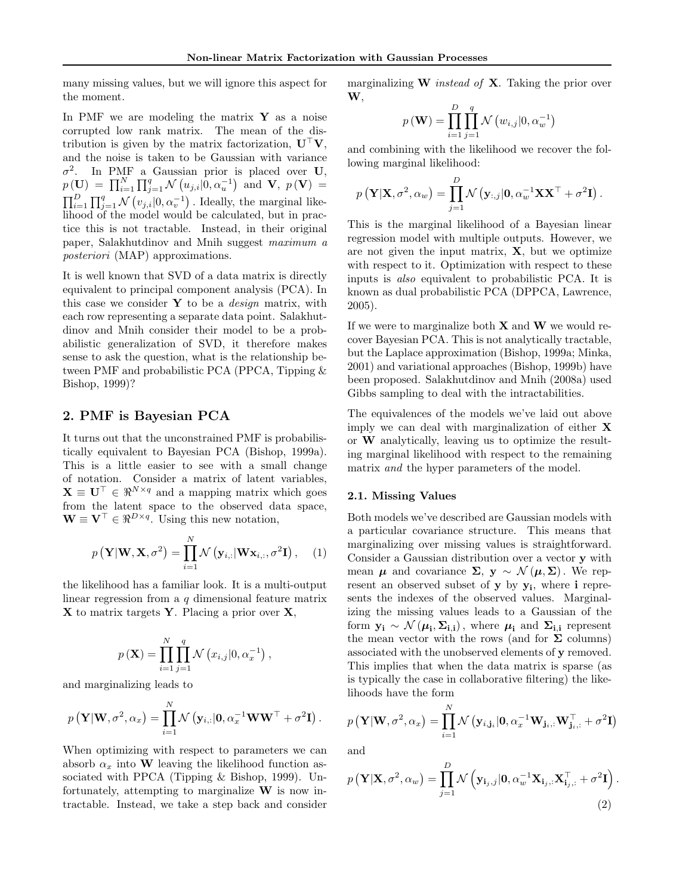many missing values, but we will ignore this aspect for the moment.

In PMF we are modeling the matrix $\mathbf{Y}$ as a noise corrupted low rank matrix. The mean of the distribution is given by the matrix factorization, $\mathbf{U}^\top \mathbf{V}$, and the noise is taken to be Gaussian with variance $\sigma^2$. In PMF a Gaussian prior is placed over $\mathbf{U}$, $p(\mathbf{U}) = \prod_{i=1}^{N} \prod_{j=1}^{q} \mathcal{N}\left(u_{j,i}|0, \alpha_u^{-1}\right)$ and $\mathbf{V}$, $p(\mathbf{V}) = \prod_{i=1}^{D} \prod_{j=1}^{q} \mathcal{N}\left(v_{j,i}|0, \alpha_v^{-1}\right)$. Ideally, the marginal likelihood of the model would be calculated, but in practice this is not tractable. Instead, in their original paper, Salakhutdinov and Mnih suggest *maximum a posteriori* (MAP) approximations.

It is well known that SVD of a data matrix is directly equivalent to principal component analysis (PCA). In this case we consider $\mathbf{Y}$ to be a *design* matrix, with each row representing a separate data point. Salakhutdinov and Mnih consider their model to be a probabilistic generalization of SVD, it therefore makes sense to ask the question, what is the relationship between PMF and probabilistic PCA (PPCA, Tipping & Bishop, 1999)?

## 2. PMF is Bayesian PCA

It turns out that the unconstrained PMF is probabilistically equivalent to Bayesian PCA (Bishop, 1999a). This is a little easier to see with a small change of notation. Consider a matrix of latent variables, $\mathbf{X} \equiv \mathbf{U}^\top \in \Re^{N \times q}$ and a mapping matrix which goes from the latent space to the observed data space, $\mathbf{W} \equiv \mathbf{V}^\top \in \Re^{D \times q}$. Using this new notation,

$$p\left(\mathbf{Y}|\mathbf{W}, \mathbf{X}, \sigma^2\right) = \prod_{i=1}^{N} \mathcal{N}\left(\mathbf{y}_{i,:}|\mathbf{W}\mathbf{x}_{i,:}, \sigma^2 \mathbf{I}\right), \quad (1)$$

the likelihood has a familiar look. It is a multi-output linear regression from a $q$ dimensional feature matrix $\mathbf{X}$ to matrix targets $\mathbf{Y}$. Placing a prior over $\mathbf{X}$,

$$p(\mathbf{X}) = \prod_{i=1}^{N} \prod_{j=1}^{q} \mathcal{N}\left(x_{i,j}|0, \alpha_x^{-1}\right),$$

and marginalizing leads to

$$p\left(\mathbf{Y}|\mathbf{W}, \sigma^2, \alpha_x\right) = \prod_{i=1}^{N} \mathcal{N}\left(\mathbf{y}_{i,:}|\mathbf{0}, \alpha_x^{-1}\mathbf{W}\mathbf{W}^\top + \sigma^2 \mathbf{I}\right).$$

When optimizing with respect to parameters we can absorb $\alpha_x$ into $\mathbf{W}$ leaving the likelihood function associated with PPCA (Tipping & Bishop, 1999). Unfortunately, attempting to marginalize $\mathbf{W}$ is now intractable. Instead, we take a step back and consider marginalizing $\mathbf{W}$ *instead of* $\mathbf{X}$. Taking the prior over $\mathbf{W}$,

$$p(\mathbf{W}) = \prod_{i=1}^{D} \prod_{j=1}^{q} \mathcal{N}\left(w_{i,j}|0, \alpha_w^{-1}\right)$$

and combining with the likelihood we recover the following marginal likelihood:

$$p\left(\mathbf{Y}|\mathbf{X}, \sigma^2, \alpha_w\right) = \prod_{j=1}^{D} \mathcal{N}\left(\mathbf{y}_{:,j}|\mathbf{0}, \alpha_w^{-1}\mathbf{X}\mathbf{X}^\top + \sigma^2 \mathbf{I}\right).$$

This is the marginal likelihood of a Bayesian linear regression model with multiple outputs. However, we are not given the input matrix, $\mathbf{X}$, but we optimize with respect to it. Optimization with respect to these inputs is *also* equivalent to probabilistic PCA. It is known as dual probabilistic PCA (DPPCA, Lawrence, 2005).

If we were to marginalize both $\mathbf{X}$ and $\mathbf{W}$ we would recover Bayesian PCA. This is not analytically tractable, but the Laplace approximation (Bishop, 1999a; Minka, 2001) and variational approaches (Bishop, 1999b) have been proposed. Salakhutdinov and Mnih (2008a) used Gibbs sampling to deal with the intractabilities.

The equivalences of the models we've laid out above imply we can deal with marginalization of either $\mathbf{X}$ or $\mathbf{W}$ analytically, leaving us to optimize the resulting marginal likelihood with respect to the remaining matrix *and* the hyper parameters of the model.

### 2.1. Missing Values

Both models we've described are Gaussian models with a particular covariance structure. This means that marginalizing over missing values is straightforward. Consider a Gaussian distribution over a vector $\mathbf{y}$ with mean $\boldsymbol{\mu}$ and covariance $\boldsymbol{\Sigma}$, $\mathbf{y} \sim \mathcal{N}(\boldsymbol{\mu}, \boldsymbol{\Sigma})$. We represent an observed subset of $\mathbf{y}$ by $\mathbf{y}_{\mathbf{i}}$, where $\mathbf{i}$ represents the indexes of the observed values. Marginalizing the missing values leads to a Gaussian of the form $\mathbf{y}_{\mathbf{i}} \sim \mathcal{N}(\boldsymbol{\mu}_{\mathbf{i}}, \boldsymbol{\Sigma}_{\mathbf{i},\mathbf{i}})$, where $\boldsymbol{\mu}_{\mathbf{i}}$ and $\boldsymbol{\Sigma}_{\mathbf{i},\mathbf{i}}$ represent the mean vector with the rows (and for $\boldsymbol{\Sigma}$ columns) associated with the unobserved elements of $\mathbf{y}$ removed. This implies that when the data matrix is sparse (as is typically the case in collaborative filtering) the likelihoods have the form

$$p\left(\mathbf{Y}|\mathbf{W}, \sigma^2, \alpha_x\right) = \prod_{i=1}^{N} \mathcal{N}\left(\mathbf{y}_{i,\mathbf{j}_i}|\mathbf{0}, \alpha_x^{-1}\mathbf{W}_{\mathbf{j}_i,:}\mathbf{W}_{\mathbf{j}_i,:}^\top + \sigma^2 \mathbf{I}\right)$$

and

$$p\left(\mathbf{Y}|\mathbf{X}, \sigma^2, \alpha_w\right) = \prod_{j=1}^{D} \mathcal{N}\left(\mathbf{y}_{\mathbf{i}_j,j}|\mathbf{0}, \alpha_w^{-1}\mathbf{X}_{\mathbf{i}_j,:}\mathbf{X}_{\mathbf{i}_j,:}^\top + \sigma^2 \mathbf{I}\right). \quad (2)$$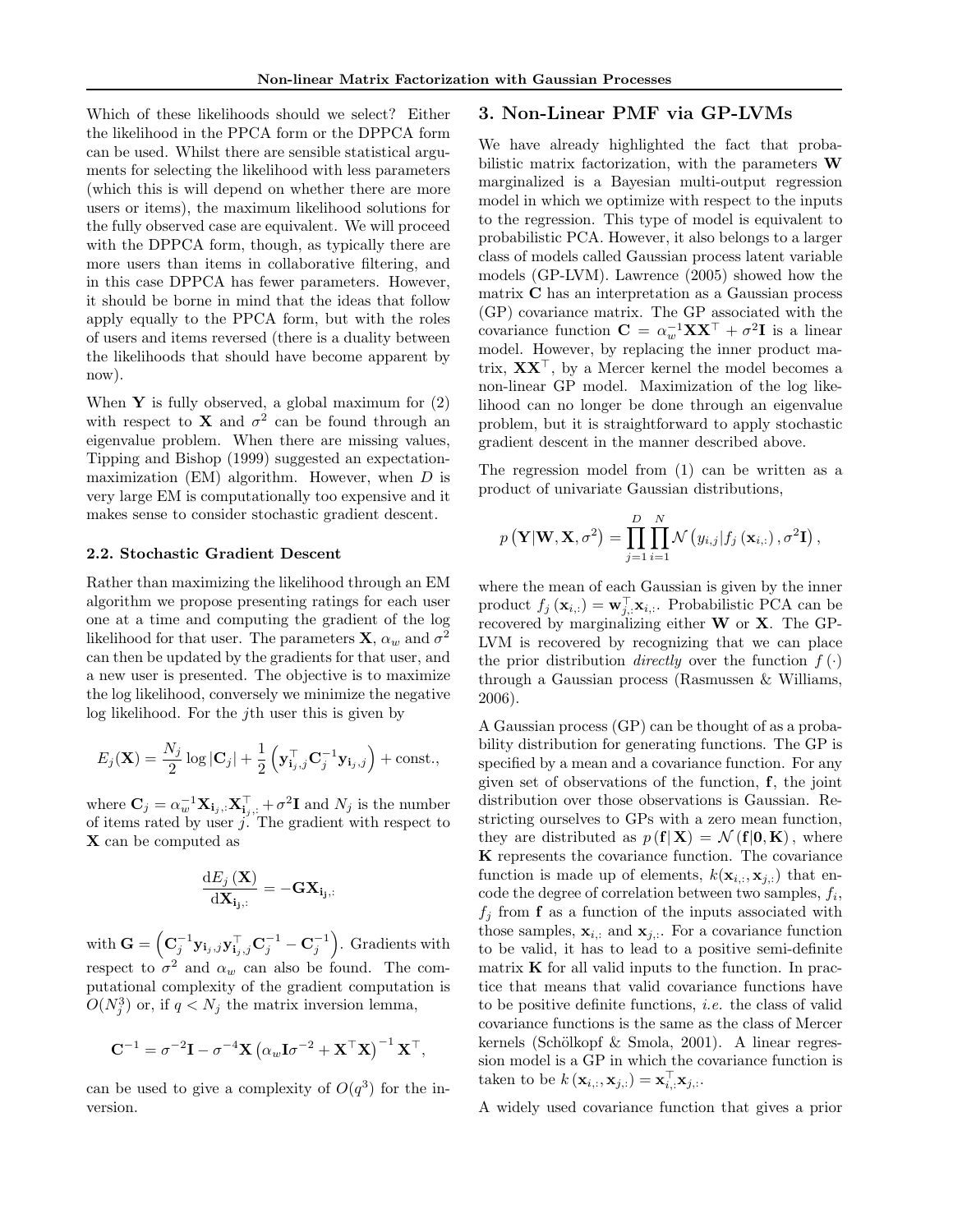Which of these likelihoods should we select? Either the likelihood in the PPCA form or the DPPCA form can be used. Whilst there are sensible statistical arguments for selecting the likelihood with less parameters (which this is will depend on whether there are more users or items), the maximum likelihood solutions for the fully observed case are equivalent. We will proceed with the DPPCA form, though, as typically there are more users than items in collaborative filtering, and in this case DPPCA has fewer parameters. However, it should be borne in mind that the ideas that follow apply equally to the PPCA form, but with the roles of users and items reversed (there is a duality between the likelihoods that should have become apparent by now).

When $\mathbf{Y}$ is fully observed, a global maximum for (2) with respect to $\mathbf{X}$ and $\sigma^2$ can be found through an eigenvalue problem. When there are missing values, Tipping and Bishop (1999) suggested an expectation-maximization (EM) algorithm. However, when $D$ is very large EM is computationally too expensive and it makes sense to consider stochastic gradient descent.

### 2.2. Stochastic Gradient Descent

Rather than maximizing the likelihood through an EM algorithm we propose presenting ratings for each user one at a time and computing the gradient of the log likelihood for that user. The parameters $\mathbf{X}$, $\alpha_w$ and $\sigma^2$ can then be updated by the gradients for that user, and a new user is presented. The objective is to maximize the log likelihood, conversely we minimize the negative log likelihood. For the $j$th user this is given by

$$E_j(\mathbf{X}) = \frac{N_j}{2}\log|\mathbf{C}_j| + \frac{1}{2}\left(\mathbf{y}_{\mathbf{i}_j,j}^\top \mathbf{C}_j^{-1}\mathbf{y}_{\mathbf{i}_j,j}\right) + \text{const.},$$

where $\mathbf{C}_j = \alpha_w^{-1}\mathbf{X}_{\mathbf{i}_j,:}\mathbf{X}_{\mathbf{i}_j,:}^\top + \sigma^2\mathbf{I}$ and $N_j$ is the number of items rated by user $j$. The gradient with respect to $\mathbf{X}$ can be computed as

$$\frac{\mathrm{d}E_j(\mathbf{X})}{\mathrm{d}\mathbf{X}_{\mathbf{i}_j,:}} = -\mathbf{G}\mathbf{X}_{\mathbf{i}_j,:}$$

with $\mathbf{G} = \left(\mathbf{C}_j^{-1}\mathbf{y}_{\mathbf{i}_j,j}\mathbf{y}_{\mathbf{i}_j,j}^\top\mathbf{C}_j^{-1} - \mathbf{C}_j^{-1}\right)$. Gradients with respect to $\sigma^2$ and $\alpha_w$ can also be found. The computational complexity of the gradient computation is $O(N_j^3)$ or, if $q < N_j$ the matrix inversion lemma,

$$\mathbf{C}^{-1} = \sigma^{-2}\mathbf{I} - \sigma^{-4}\mathbf{X}\left(\alpha_w\mathbf{I}\sigma^{-2} + \mathbf{X}^\top\mathbf{X}\right)^{-1}\mathbf{X}^\top,$$

can be used to give a complexity of $O(q^3)$ for the inversion.

## 3. Non-Linear PMF via GP-LVMs

We have already highlighted the fact that probabilistic matrix factorization, with the parameters $\mathbf{W}$ marginalized is a Bayesian multi-output regression model in which we optimize with respect to the inputs to the regression. This type of model is equivalent to probabilistic PCA. However, it also belongs to a larger class of models called Gaussian process latent variable models (GP-LVM). Lawrence (2005) showed how the matrix $\mathbf{C}$ has an interpretation as a Gaussian process (GP) covariance matrix. The GP associated with the covariance function $\mathbf{C} = \alpha_w^{-1}\mathbf{X}\mathbf{X}^\top + \sigma^2\mathbf{I}$ is a linear model. However, by replacing the inner product matrix, $\mathbf{X}\mathbf{X}^\top$, by a Mercer kernel the model becomes a non-linear GP model. Maximization of the log likelihood can no longer be done through an eigenvalue problem, but it is straightforward to apply stochastic gradient descent in the manner described above.

The regression model from (1) can be written as a product of univariate Gaussian distributions,

$$p\left(\mathbf{Y}|\mathbf{W},\mathbf{X},\sigma^2\right) = \prod_{j=1}^{D}\prod_{i=1}^{N}\mathcal{N}\left(y_{i,j}|f_j\left(\mathbf{x}_{i,:}\right),\sigma^2\mathbf{I}\right),$$

where the mean of each Gaussian is given by the inner product $f_j\left(\mathbf{x}_{i,:}\right) = \mathbf{w}_{j,:}^\top\mathbf{x}_{i,:}$. Probabilistic PCA can be recovered by marginalizing either $\mathbf{W}$ or $\mathbf{X}$. The GP-LVM is recovered by recognizing that we can place the prior distribution *directly* over the function $f(\cdot)$ through a Gaussian process (Rasmussen & Williams, 2006).

A Gaussian process (GP) can be thought of as a probability distribution for generating functions. The GP is specified by a mean and a covariance function. For any given set of observations of the function, $\mathbf{f}$, the joint distribution over those observations is Gaussian. Restricting ourselves to GPs with a zero mean function, they are distributed as $p\left(\mathbf{f}|\,\mathbf{X}\right) = \mathcal{N}\left(\mathbf{f}|\mathbf{0},\mathbf{K}\right)$, where $\mathbf{K}$ represents the covariance function. The covariance function is made up of elements, $k(\mathbf{x}_{i,:},\mathbf{x}_{j,:})$ that encode the degree of correlation between two samples, $f_i$, $f_j$ from $\mathbf{f}$ as a function of the inputs associated with those samples, $\mathbf{x}_{i,:}$ and $\mathbf{x}_{j,:}$. For a covariance function to be valid, it has to lead to a positive semi-definite matrix $\mathbf{K}$ for all valid inputs to the function. In practice that means that valid covariance functions have to be positive definite functions, *i.e.* the class of valid covariance functions is the same as the class of Mercer kernels (Schölkopf & Smola, 2001). A linear regression model is a GP in which the covariance function is taken to be $k\left(\mathbf{x}_{i,:},\mathbf{x}_{j,:}\right) = \mathbf{x}_{i,:}^\top\mathbf{x}_{j,:}$.

A widely used covariance function that gives a prior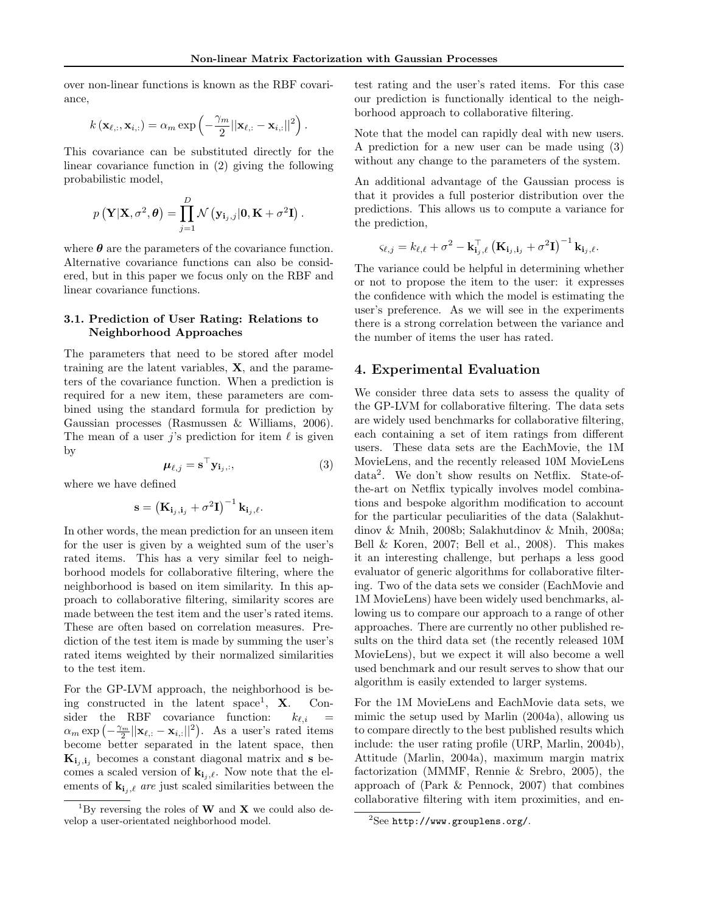over non-linear functions is known as the RBF covariance,

$$k(\mathbf{x}_{\ell,:}, \mathbf{x}_{i,:}) = \alpha_m \exp\left(-\frac{\gamma_m}{2}||\mathbf{x}_{\ell,:} - \mathbf{x}_{i,:}||^2\right).$$

This covariance can be substituted directly for the linear covariance function in (2) giving the following probabilistic model,

$$p(\mathbf{Y}|\mathbf{X}, \sigma^2, \boldsymbol{\theta}) = \prod_{j=1}^{D} \mathcal{N}(\mathbf{y}_{\mathbf{i}_j,j}|\mathbf{0}, \mathbf{K} + \sigma^2\mathbf{I}).$$

where $\boldsymbol{\theta}$ are the parameters of the covariance function. Alternative covariance functions can also be considered, but in this paper we focus only on the RBF and linear covariance functions.

### 3.1. Prediction of User Rating: Relations to Neighborhood Approaches

The parameters that need to be stored after model training are the latent variables, $\mathbf{X}$, and the parameters of the covariance function. When a prediction is required for a new item, these parameters are combined using the standard formula for prediction by Gaussian processes (Rasmussen & Williams, 2006). The mean of a user $j$'s prediction for item $\ell$ is given by

$$\boldsymbol{\mu}_{\ell,j} = \mathbf{s}^{\top}\mathbf{y}_{\mathbf{i}_j,:}, \tag{3}$$

where we have defined

$$\mathbf{s} = \left(\mathbf{K}_{\mathbf{i}_j,\mathbf{i}_j} + \sigma^2\mathbf{I}\right)^{-1}\mathbf{k}_{\mathbf{i}_j,\ell}.$$

In other words, the mean prediction for an unseen item for the user is given by a weighted sum of the user's rated items. This has a very similar feel to neighborhood models for collaborative filtering, where the neighborhood is based on item similarity. In this approach to collaborative filtering, similarity scores are made between the test item and the user's rated items. These are often based on correlation measures. Prediction of the test item is made by summing the user's rated items weighted by their normalized similarities to the test item.

For the GP-LVM approach, the neighborhood is being constructed in the latent space[1], $\mathbf{X}$. Consider the RBF covariance function: $k_{\ell,i} = \alpha_m \exp\left(-\frac{\gamma_m}{2}||\mathbf{x}_{\ell,:} - \mathbf{x}_{i,:}||^2\right)$. As a user's rated items become better separated in the latent space, then $\mathbf{K}_{\mathbf{i}_j,\mathbf{i}_j}$ becomes a constant diagonal matrix and $\mathbf{s}$ becomes a scaled version of $\mathbf{k}_{\mathbf{i}_j,\ell}$. Now note that the elements of $\mathbf{k}_{\mathbf{i}_j,\ell}$ *are* just scaled similarities between the test rating and the user's rated items. For this case our prediction is functionally identical to the neighborhood approach to collaborative filtering.

Note that the model can rapidly deal with new users. A prediction for a new user can be made using (3) without any change to the parameters of the system.

An additional advantage of the Gaussian process is that it provides a full posterior distribution over the predictions. This allows us to compute a variance for the prediction,

$$\varsigma_{\ell,j} = k_{\ell,\ell} + \sigma^2 - \mathbf{k}_{\mathbf{i}_j,\ell}^{\top}\left(\mathbf{K}_{\mathbf{i}_j,\mathbf{i}_j} + \sigma^2\mathbf{I}\right)^{-1}\mathbf{k}_{\mathbf{i}_j,\ell}.$$

The variance could be helpful in determining whether or not to propose the item to the user: it expresses the confidence with which the model is estimating the user's preference. As we will see in the experiments there is a strong correlation between the variance and the number of items the user has rated.

## 4. Experimental Evaluation

We consider three data sets to assess the quality of the GP-LVM for collaborative filtering. The data sets are widely used benchmarks for collaborative filtering, each containing a set of item ratings from different users. These data sets are the EachMovie, the 1M MovieLens, and the recently released 10M MovieLens data[2]. We don't show results on Netflix. State-of-the-art on Netflix typically involves model combinations and bespoke algorithm modification to account for the particular peculiarities of the data (Salakhutdinov & Mnih, 2008b; Salakhutdinov & Mnih, 2008a; Bell & Koren, 2007; Bell et al., 2008). This makes it an interesting challenge, but perhaps a less good evaluator of generic algorithms for collaborative filtering. Two of the data sets we consider (EachMovie and 1M MovieLens) have been widely used benchmarks, allowing us to compare our approach to a range of other approaches. There are currently no other published results on the third data set (the recently released 10M MovieLens), but we expect it will also become a well used benchmark and our result serves to show that our algorithm is easily extended to larger systems.

For the 1M MovieLens and EachMovie data sets, we mimic the setup used by Marlin (2004a), allowing us to compare directly to the best published results which include: the user rating profile (URP, Marlin, 2004b), Attitude (Marlin, 2004a), maximum margin matrix factorization (MMMF, Rennie & Srebro, 2005), the approach of (Park & Pennock, 2007) that combines collaborative filtering with item proximities, and en-

[1] By reversing the roles of $\mathbf{W}$ and $\mathbf{X}$ we could also develop a user-orientated neighborhood model.

[2] See http://www.grouplens.org/.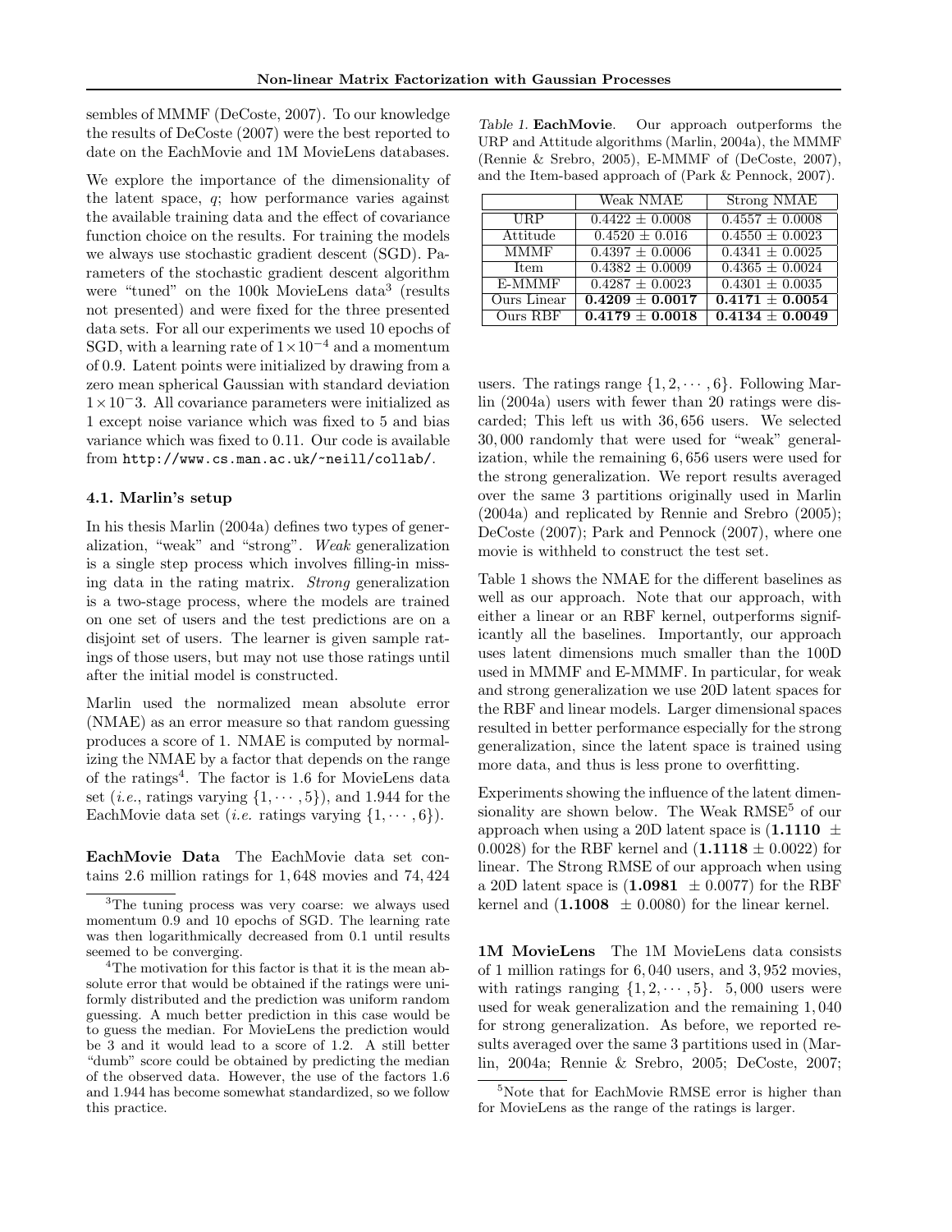sembles of MMMF (DeCoste, 2007). To our knowledge the results of DeCoste (2007) were the best reported to date on the EachMovie and 1M MovieLens databases.

We explore the importance of the dimensionality of the latent space, $q$; how performance varies against the available training data and the effect of covariance function choice on the results. For training the models we always use stochastic gradient descent (SGD). Parameters of the stochastic gradient descent algorithm were "tuned" on the 100k MovieLens data[3] (results not presented) and were fixed for the three presented data sets. For all our experiments we used 10 epochs of SGD, with a learning rate of $1\times10^{-4}$ and a momentum of 0.9. Latent points were initialized by drawing from a zero mean spherical Gaussian with standard deviation $1\times10^{-3}$. All covariance parameters were initialized as 1 except noise variance which was fixed to 5 and bias variance which was fixed to 0.11. Our code is available from http://www.cs.man.ac.uk/~neill/collab/.

### 4.1. Marlin's setup

In his thesis Marlin (2004a) defines two types of generalization, "weak" and "strong". *Weak* generalization is a single step process which involves filling-in missing data in the rating matrix. *Strong* generalization is a two-stage process, where the models are trained on one set of users and the test predictions are on a disjoint set of users. The learner is given sample ratings of those users, but may not use those ratings until after the initial model is constructed.

Marlin used the normalized mean absolute error (NMAE) as an error measure so that random guessing produces a score of 1. NMAE is computed by normalizing the NMAE by a factor that depends on the range of the ratings[4]. The factor is 1.6 for MovieLens data set (*i.e.*, ratings varying $\{1, \cdots, 5\}$), and 1.944 for the EachMovie data set (*i.e.* ratings varying $\{1, \cdots, 6\}$).

**EachMovie Data** The EachMovie data set contains 2.6 million ratings for 1,648 movies and 74,424 users. The ratings range $\{1, 2, \cdots, 6\}$. Following Marlin (2004a) users with fewer than 20 ratings were discarded; This left us with 36,656 users. We selected 30,000 randomly that were used for "weak" generalization, while the remaining 6,656 users were used for the strong generalization. We report results averaged over the same 3 partitions originally used in Marlin (2004a) and replicated by Rennie and Srebro (2005); DeCoste (2007); Park and Pennock (2007), where one movie is withheld to construct the test set.

Table 1. **EachMovie**. Our approach outperforms the URP and Attitude algorithms (Marlin, 2004a), the MMMF (Rennie & Srebro, 2005), E-MMMF of (DeCoste, 2007), and the Item-based approach of (Park & Pennock, 2007).

| | Weak NMAE | Strong NMAE |
|---|---|---|
| URP | $0.4422 \pm 0.0008$ | $0.4557 \pm 0.0008$ |
| Attitude | $0.4520 \pm 0.016$ | $0.4550 \pm 0.0023$ |
| MMMF | $0.4397 \pm 0.0006$ | $0.4341 \pm 0.0025$ |
| Item | $0.4382 \pm 0.0009$ | $0.4365 \pm 0.0024$ |
| E-MMMF | $0.4287 \pm 0.0023$ | $0.4301 \pm 0.0035$ |
| Ours Linear | $\mathbf{0.4209 \pm 0.0017}$ | $\mathbf{0.4171 \pm 0.0054}$ |
| Ours RBF | $\mathbf{0.4179 \pm 0.0018}$ | $\mathbf{0.4134 \pm 0.0049}$ |

Table 1 shows the NMAE for the different baselines as well as our approach. Note that our approach, with either a linear or an RBF kernel, outperforms significantly all the baselines. Importantly, our approach uses latent dimensions much smaller than the 100D used in MMMF and E-MMMF. In particular, for weak and strong generalization we use 20D latent spaces for the RBF and linear models. Larger dimensional spaces resulted in better performance especially for the strong generalization, since the latent space is trained using more data, and thus is less prone to overfitting.

Experiments showing the influence of the latent dimensionality are shown below. The Weak RMSE[5] of our approach when using a 20D latent space is ($\mathbf{1.1110} \pm 0.0028$) for the RBF kernel and ($\mathbf{1.1118} \pm 0.0022$) for linear. The Strong RMSE of our approach when using a 20D latent space is ($\mathbf{1.0981} \pm 0.0077$) for the RBF kernel and ($\mathbf{1.1008} \pm 0.0080$) for the linear kernel.

**1M MovieLens** The 1M MovieLens data consists of 1 million ratings for 6,040 users, and 3,952 movies, with ratings ranging $\{1, 2, \cdots, 5\}$. 5,000 users were used for weak generalization and the remaining 1,040 for strong generalization. As before, we reported results averaged over the same 3 partitions used in (Marlin, 2004a; Rennie & Srebro, 2005; DeCoste, 2007;

---

[3] The tuning process was very coarse: we always used momentum 0.9 and 10 epochs of SGD. The learning rate was then logarithmically decreased from 0.1 until results seemed to be converging.

[4] The motivation for this factor is that it is the mean absolute error that would be obtained if the ratings were uniformly distributed and the prediction was uniform random guessing. A much better prediction in this case would be to guess the median. For MovieLens the prediction would be 3 and it would lead to a score of 1.2. A still better "dumb" score could be obtained by predicting the median of the observed data. However, the use of the factors 1.6 and 1.944 has become somewhat standardized, so we follow this practice.

[5] Note that for EachMovie RMSE error is higher than for MovieLens as the range of the ratings is larger.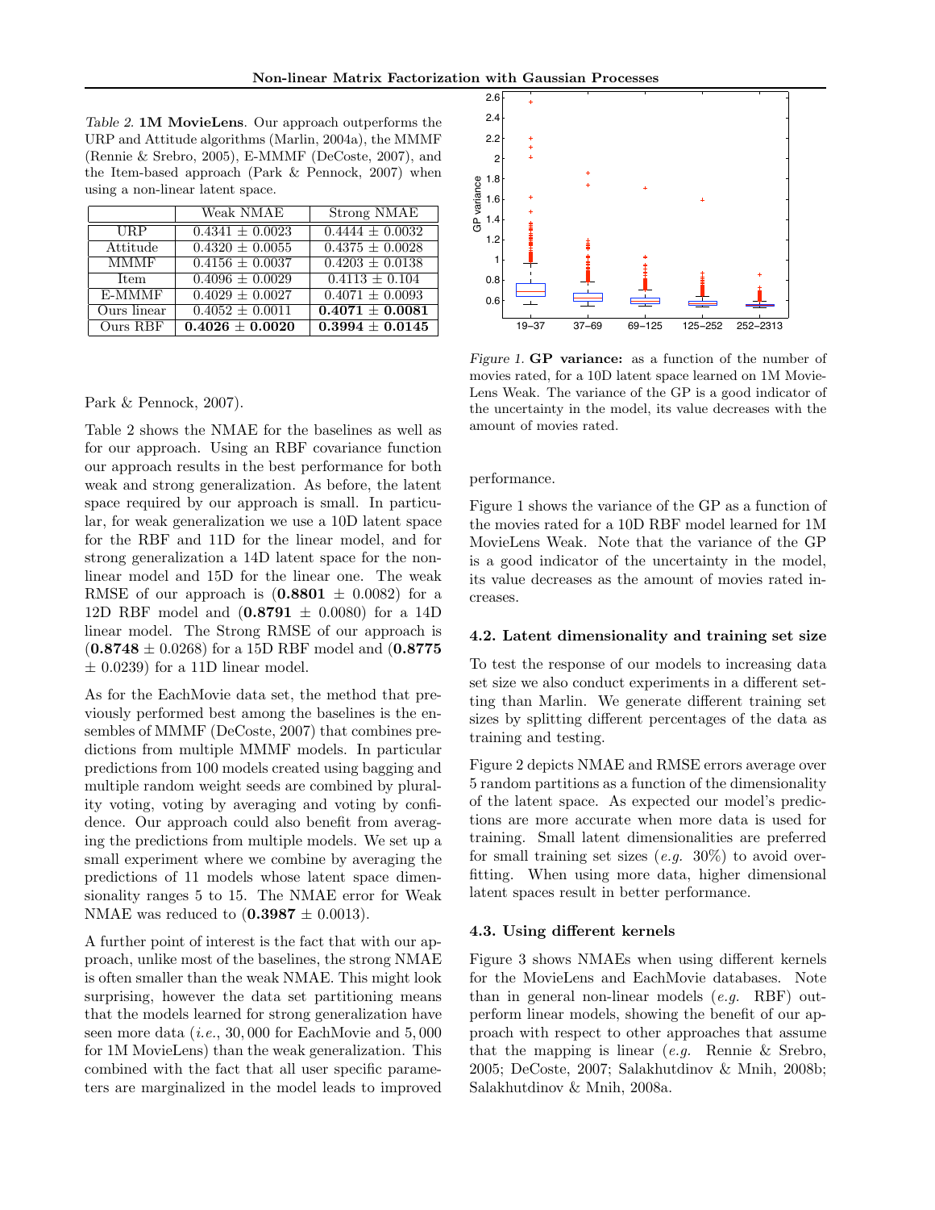*Table 2.* **1M MovieLens**. Our approach outperforms the URP and Attitude algorithms (Marlin, 2004a), the MMMF (Rennie & Srebro, 2005), E-MMMF (DeCoste, 2007), and the Item-based approach (Park & Pennock, 2007) when using a non-linear latent space.

| | Weak NMAE | Strong NMAE |
|---|---|---|
| URP | $0.4341 \pm 0.0023$ | $0.4444 \pm 0.0032$ |
| Attitude | $0.4320 \pm 0.0055$ | $0.4375 \pm 0.0028$ |
| MMMF | $0.4156 \pm 0.0037$ | $0.4203 \pm 0.0138$ |
| Item | $0.4096 \pm 0.0029$ | $0.4113 \pm 0.104$ |
| E-MMMF | $0.4029 \pm 0.0027$ | $0.4071 \pm 0.0093$ |
| Ours linear | $0.4052 \pm 0.0011$ | $\mathbf{0.4071 \pm 0.0081}$ |
| Ours RBF | $\mathbf{0.4026 \pm 0.0020}$ | $\mathbf{0.3994 \pm 0.0145}$ |

Park & Pennock, 2007).

Table 2 shows the NMAE for the baselines as well as for our approach. Using an RBF covariance function our approach results in the best performance for both weak and strong generalization. As before, the latent space required by our approach is small. In particular, for weak generalization we use a 10D latent space for the RBF and 11D for the linear model, and for strong generalization a 14D latent space for the non-linear model and 15D for the linear one. The weak RMSE of our approach is ($\mathbf{0.8801} \pm 0.0082$) for a 12D RBF model and ($\mathbf{0.8791} \pm 0.0080$) for a 14D linear model. The Strong RMSE of our approach is ($\mathbf{0.8748} \pm 0.0268$) for a 15D RBF model and ($\mathbf{0.8775}$ $\pm 0.0239$) for a 11D linear model.

As for the EachMovie data set, the method that previously performed best among the baselines is the ensembles of MMMF (DeCoste, 2007) that combines predictions from multiple MMMF models. In particular predictions from 100 models created using bagging and multiple random weight seeds are combined by plurality voting, voting by averaging and voting by confidence. Our approach could also benefit from averaging the predictions from multiple models. We set up a small experiment where we combine by averaging the predictions of 11 models whose latent space dimensionality ranges 5 to 15. The NMAE error for Weak NMAE was reduced to ($\mathbf{0.3987} \pm 0.0013$).

A further point of interest is the fact that with our approach, unlike most of the baselines, the strong NMAE is often smaller than the weak NMAE. This might look surprising, however the data set partitioning means that the models learned for strong generalization have seen more data (*i.e.*, 30,000 for EachMovie and 5,000 for 1M MovieLens) than the weak generalization. This combined with the fact that all user specific parameters are marginalized in the model leads to improved performance.

*Figure 1.* **GP variance:** as a function of the number of movies rated, for a 10D latent space learned on 1M MovieLens Weak. The variance of the GP is a good indicator of the uncertainty in the model, its value decreases with the amount of movies rated.

Figure 1 shows the variance of the GP as a function of the movies rated for a 10D RBF model learned for 1M MovieLens Weak. Note that the variance of the GP is a good indicator of the uncertainty in the model, its value decreases as the amount of movies rated increases.

### 4.2. Latent dimensionality and training set size

To test the response of our models to increasing data set size we also conduct experiments in a different setting than Marlin. We generate different training set sizes by splitting different percentages of the data as training and testing.

Figure 2 depicts NMAE and RMSE errors average over 5 random partitions as a function of the dimensionality of the latent space. As expected our model's predictions are more accurate when more data is used for training. Small latent dimensionalities are preferred for small training set sizes (*e.g.* 30%) to avoid overfitting. When using more data, higher dimensional latent spaces result in better performance.

### 4.3. Using different kernels

Figure 3 shows NMAEs when using different kernels for the MovieLens and EachMovie databases. Note than in general non-linear models (*e.g.* RBF) outperform linear models, showing the benefit of our approach with respect to other approaches that assume that the mapping is linear (*e.g.* Rennie & Srebro, 2005; DeCoste, 2007; Salakhutdinov & Mnih, 2008b; Salakhutdinov & Mnih, 2008a.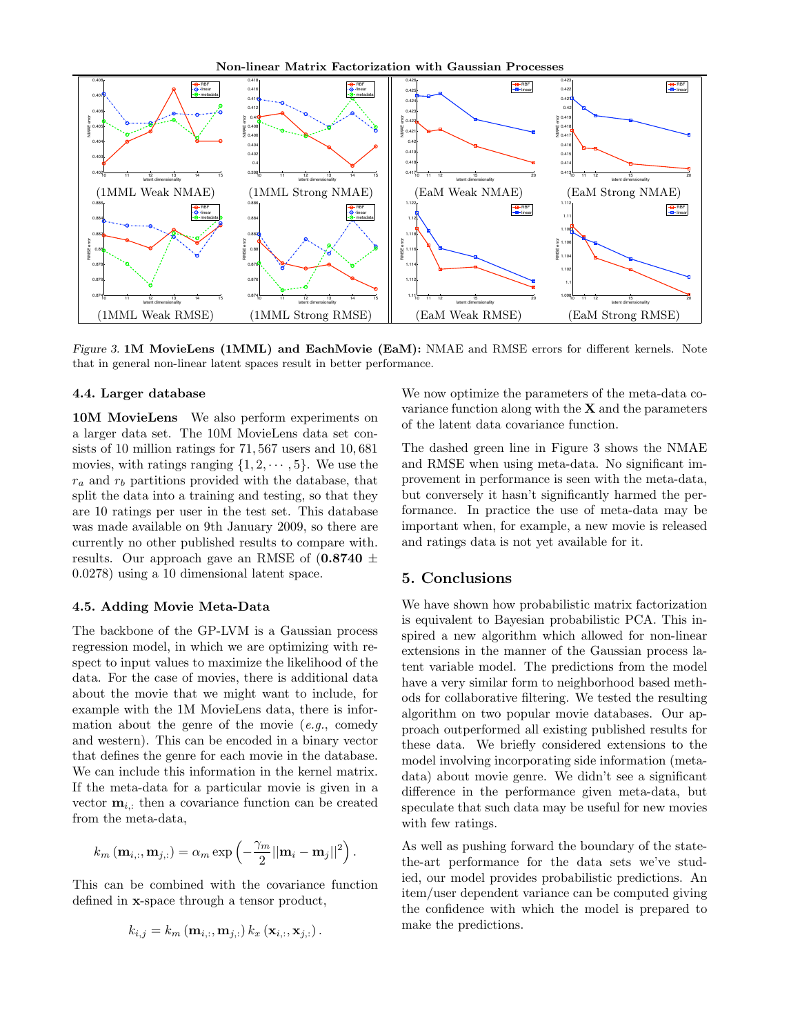(1MML Weak NMAE) (1MML Strong NMAE) (EaM Weak NMAE) (EaM Strong NMAE)

(1MML Weak RMSE) (1MML Strong RMSE) (EaM Weak RMSE) (EaM Strong RMSE)

*Figure 3.* **1M MovieLens (1MML) and EachMovie (EaM):** NMAE and RMSE errors for different kernels. Note that in general non-linear latent spaces result in better performance.

### 4.4. Larger database

**10M MovieLens** We also perform experiments on a larger data set. The 10M MovieLens data set consists of 10 million ratings for 71,567 users and 10,681 movies, with ratings ranging $\{1, 2, \cdots, 5\}$. We use the $r_a$ and $r_b$ partitions provided with the database, that split the data into a training and testing, so that they are 10 ratings per user in the test set. This database was made available on 9th January 2009, so there are currently no other published results to compare with. results. Our approach gave an RMSE of ($\mathbf{0.8740} \pm 0.0278$) using a 10 dimensional latent space.

### 4.5. Adding Movie Meta-Data

The backbone of the GP-LVM is a Gaussian process regression model, in which we are optimizing with respect to input values to maximize the likelihood of the data. For the case of movies, there is additional data about the movie that we might want to include, for example with the 1M MovieLens data, there is information about the genre of the movie (*e.g.*, comedy and western). This can be encoded in a binary vector that defines the genre for each movie in the database. We can include this information in the kernel matrix. If the meta-data for a particular movie is given in a vector $\mathbf{m}_{i,:}$ then a covariance function can be created from the meta-data,

$$k_m\left(\mathbf{m}_{i,:}, \mathbf{m}_{j,:}\right) = \alpha_m \exp\left(-\frac{\gamma_m}{2}||\mathbf{m}_i - \mathbf{m}_j||^2\right).$$

This can be combined with the covariance function defined in $\mathbf{x}$-space through a tensor product,

$$k_{i,j} = k_m\left(\mathbf{m}_{i,:}, \mathbf{m}_{j,:}\right) k_x\left(\mathbf{x}_{i,:}, \mathbf{x}_{j,:}\right).$$

We now optimize the parameters of the meta-data covariance function along with the $\mathbf{X}$ and the parameters of the latent data covariance function.

The dashed green line in Figure 3 shows the NMAE and RMSE when using meta-data. No significant improvement in performance is seen with the meta-data, but conversely it hasn't significantly harmed the performance. In practice the use of meta-data may be important when, for example, a new movie is released and ratings data is not yet available for it.

## 5. Conclusions

We have shown how probabilistic matrix factorization is equivalent to Bayesian probabilistic PCA. This inspired a new algorithm which allowed for non-linear extensions in the manner of the Gaussian process latent variable model. The predictions from the model have a very similar form to neighborhood based methods for collaborative filtering. We tested the resulting algorithm on two popular movie databases. Our approach outperformed all existing published results for these data. We briefly considered extensions to the model involving incorporating side information (meta-data) about movie genre. We didn't see a significant difference in the performance given meta-data, but speculate that such data may be useful for new movies with few ratings.

As well as pushing forward the boundary of the state-the-art performance for the data sets we've studied, our model provides probabilistic predictions. An item/user dependent variance can be computed giving the confidence with which the model is prepared to make the predictions.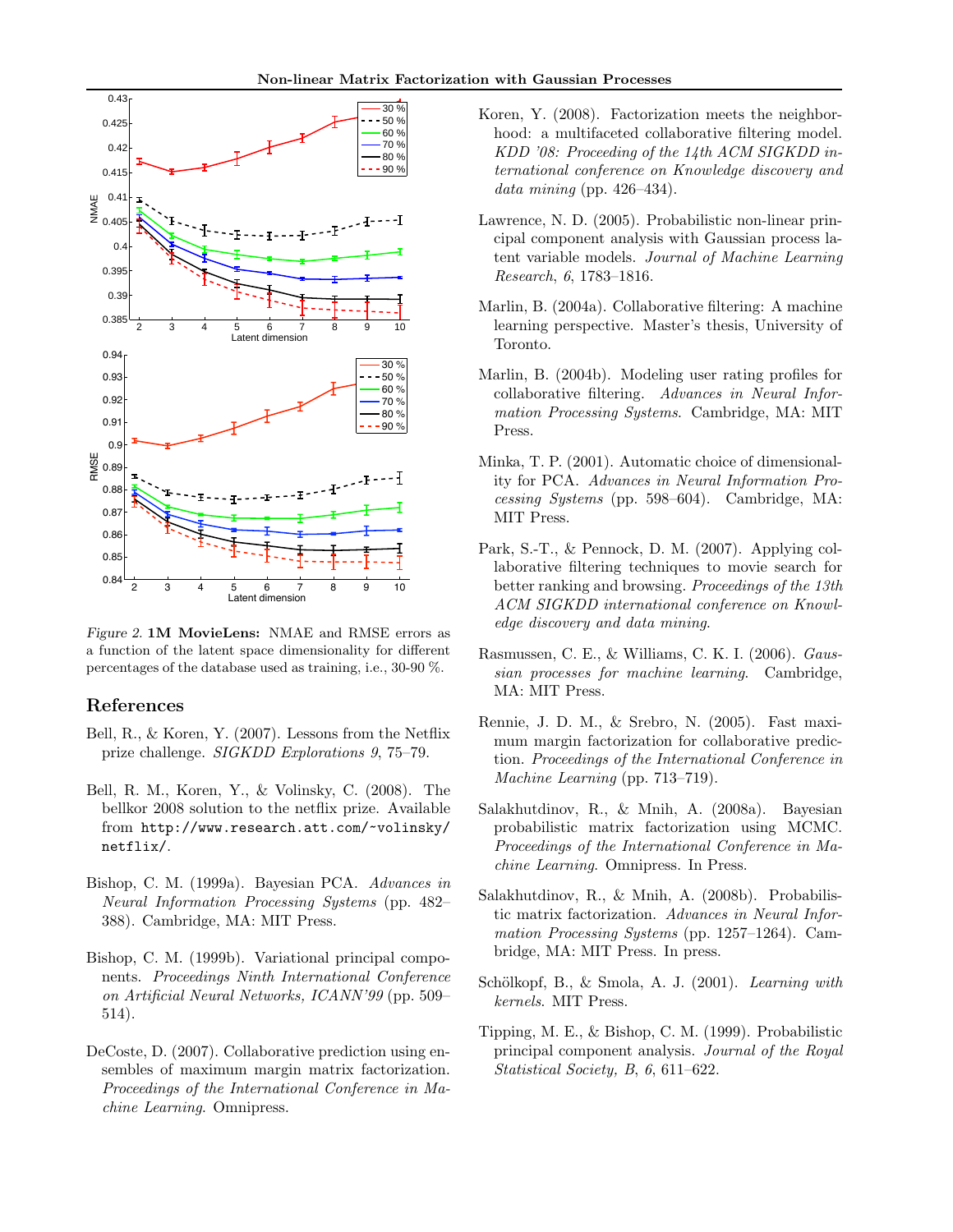NMAE
0.43
0.425
0.42
0.415
0.41
0.405
0.4
0.395
0.39
0.385
2 3 4 5 6 7 8 9 10
Latent dimension
30 %
50 %
60 %
70 %
80 %
90 %

RMSE
0.94
0.93
0.92
0.91
0.9
0.89
0.88
0.87
0.86
0.85
0.84
2 3 4 5 6 7 8 9 10
Latent dimension
30 %
50 %
60 %
70 %
80 %
90 %

*Figure 2.* **1M MovieLens:** NMAE and RMSE errors as a function of the latent space dimensionality for different percentages of the database used as training, i.e., 30-90 %.

## References

Bell, R., & Koren, Y. (2007). Lessons from the Netflix prize challenge. *SIGKDD Explorations 9*, 75–79.

Bell, R. M., Koren, Y., & Volinsky, C. (2008). The bellkor 2008 solution to the netflix prize. Available from `http://www.research.att.com/~volinsky/netflix/`.

Bishop, C. M. (1999a). Bayesian PCA. *Advances in Neural Information Processing Systems* (pp. 482–388). Cambridge, MA: MIT Press.

Bishop, C. M. (1999b). Variational principal components. *Proceedings Ninth International Conference on Artificial Neural Networks, ICANN'99* (pp. 509–514).

DeCoste, D. (2007). Collaborative prediction using ensembles of maximum margin matrix factorization. *Proceedings of the International Conference in Machine Learning*. Omnipress.

Koren, Y. (2008). Factorization meets the neighborhood: a multifaceted collaborative filtering model. *KDD '08: Proceeding of the 14th ACM SIGKDD international conference on Knowledge discovery and data mining* (pp. 426–434).

Lawrence, N. D. (2005). Probabilistic non-linear principal component analysis with Gaussian process latent variable models. *Journal of Machine Learning Research*, *6*, 1783–1816.

Marlin, B. (2004a). Collaborative filtering: A machine learning perspective. Master's thesis, University of Toronto.

Marlin, B. (2004b). Modeling user rating profiles for collaborative filtering. *Advances in Neural Information Processing Systems*. Cambridge, MA: MIT Press.

Minka, T. P. (2001). Automatic choice of dimensionality for PCA. *Advances in Neural Information Processing Systems* (pp. 598–604). Cambridge, MA: MIT Press.

Park, S.-T., & Pennock, D. M. (2007). Applying collaborative filtering techniques to movie search for better ranking and browsing. *Proceedings of the 13th ACM SIGKDD international conference on Knowledge discovery and data mining.*

Rasmussen, C. E., & Williams, C. K. I. (2006). *Gaussian processes for machine learning*. Cambridge, MA: MIT Press.

Rennie, J. D. M., & Srebro, N. (2005). Fast maximum margin matrix factorization for collaborative prediction. *Proceedings of the International Conference in Machine Learning* (pp. 713–719).

Salakhutdinov, R., & Mnih, A. (2008a). Bayesian probabilistic matrix factorization using MCMC. *Proceedings of the International Conference in Machine Learning*. Omnipress. In Press.

Salakhutdinov, R., & Mnih, A. (2008b). Probabilistic matrix factorization. *Advances in Neural Information Processing Systems* (pp. 1257–1264). Cambridge, MA: MIT Press. In press.

Schölkopf, B., & Smola, A. J. (2001). *Learning with kernels*. MIT Press.

Tipping, M. E., & Bishop, C. M. (1999). Probabilistic principal component analysis. *Journal of the Royal Statistical Society, B*, *6*, 611–622.